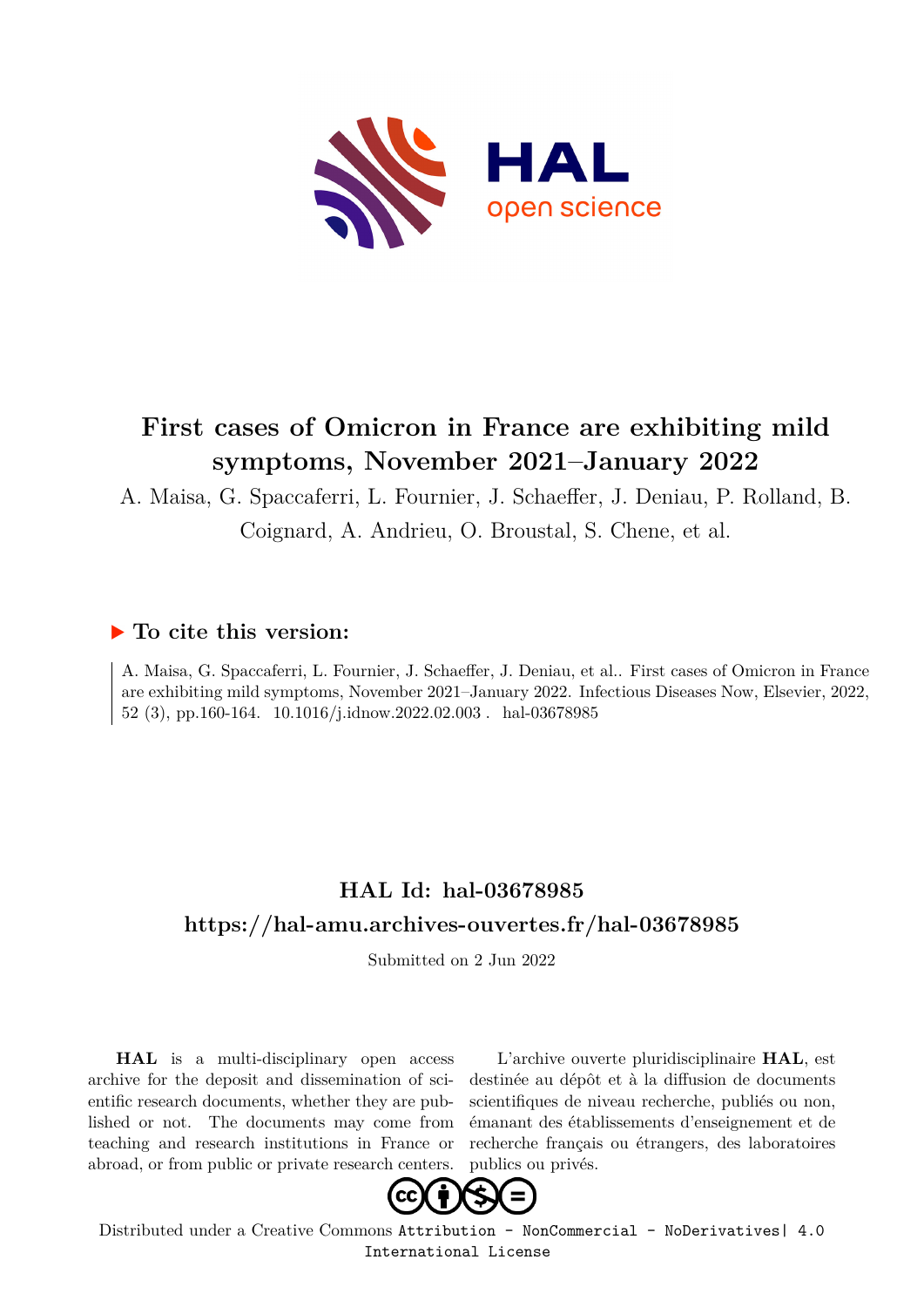# First cases of Omicron in France are exhibiting mild symptoms, November 2021–January 2022

A. Maisa, G. Spaccaferri, L. Fournier, J. Schaeffer, J. Deniau, P. Rolland, B. Coignard, A. Andrieu, O. Broustal, S. Chene, et al.

## ▶ To cite this version:

A. Maisa, G. Spaccaferri, L. Fournier, J. Schaeffer, J. Deniau, et al.. First cases of Omicron in France are exhibiting mild symptoms, November 2021–January 2022. Infectious Diseases Now, Elsevier, 2022, 52 (3), pp.160-164. 10.1016/j.idnow.2022.02.003 . hal-03678985

## HAL Id: hal-03678985

## https://hal-amu.archives-ouvertes.fr/hal-03678985

Submitted on 2 Jun 2022

**HAL** is a multi-disciplinary open access archive for the deposit and dissemination of scientific research documents, whether they are published or not. The documents may come from teaching and research institutions in France or abroad, or from public or private research centers.

L'archive ouverte pluridisciplinaire **HAL**, est destinée au dépôt et à la diffusion de documents scientifiques de niveau recherche, publiés ou non, émanant des établissements d'enseignement et de recherche français ou étrangers, des laboratoires publics ou privés.

Distributed under a Creative Commons Attribution - NonCommercial - NoDerivatives| 4.0 International License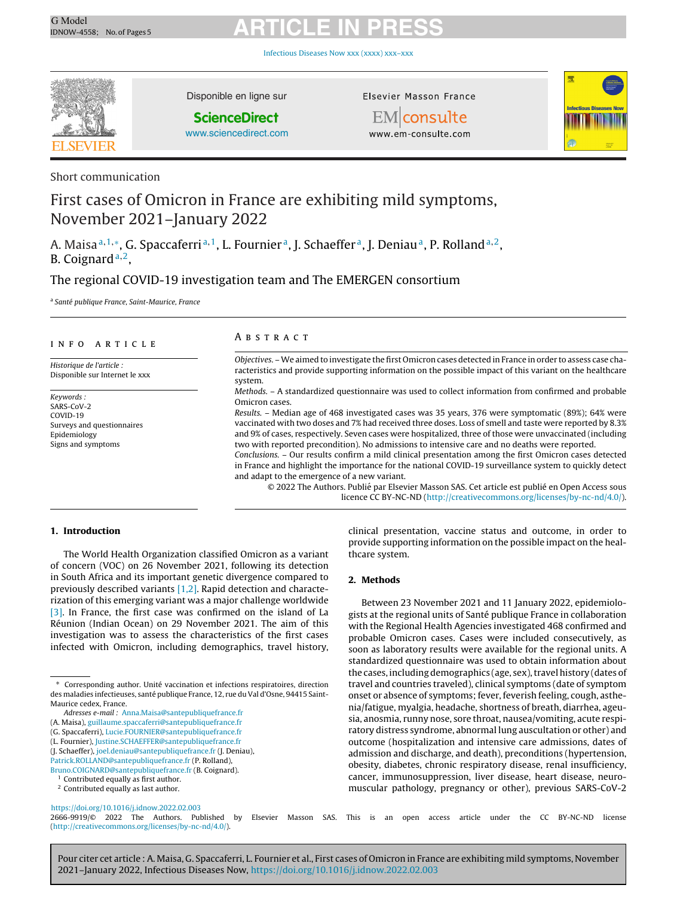Short communication

# First cases of Omicron in France are exhibiting mild symptoms, November 2021–January 2022

A. Maisa[a,1,*], G. Spaccaferri[a,1], L. Fournier[a], J. Schaeffer[a], J. Deniau[a], P. Rolland[a,2], B. Coignard[a,2],

The regional COVID-19 investigation team and The EMERGEN consortium

[a] *Santé publique France, Saint-Maurice, France*

INFO ARTICLE

*Historique de l'article :*
Disponible sur Internet le xxx

*Keywords :*
SARS-CoV-2
COVID-19
Surveys and questionnaires
Epidemiology
Signs and symptoms

## Abstract

*Objectives.* – We aimed to investigate the first Omicron cases detected in France in order to assess case characteristics and provide supporting information on the possible impact of this variant on the healthcare system.

*Methods.* – A standardized questionnaire was used to collect information from confirmed and probable Omicron cases.

*Results.* – Median age of 468 investigated cases was 35 years, 376 were symptomatic (89%); 64% were vaccinated with two doses and 7% had received three doses. Loss of smell and taste were reported by 8.3% and 9% of cases, respectively. Seven cases were hospitalized, three of those were unvaccinated (including two with reported precondition). No admissions to intensive care and no deaths were reported.

*Conclusions.* – Our results confirm a mild clinical presentation among the first Omicron cases detected in France and highlight the importance for the national COVID-19 surveillance system to quickly detect and adapt to the emergence of a new variant.

© 2022 The Authors. Publié par Elsevier Masson SAS. Cet article est publié en Open Access sous licence CC BY-NC-ND (http://creativecommons.org/licenses/by-nc-nd/4.0/).

## 1. Introduction

The World Health Organization classified Omicron as a variant of concern (VOC) on 26 November 2021, following its detection in South Africa and its important genetic divergence compared to previously described variants [1,2]. Rapid detection and characterization of this emerging variant was a major challenge worldwide [3]. In France, the first case was confirmed on the island of La Réunion (Indian Ocean) on 29 November 2021. The aim of this investigation was to assess the characteristics of the first cases infected with Omicron, including demographics, travel history, clinical presentation, vaccine status and outcome, in order to provide supporting information on the possible impact on the healthcare system.

## 2. Methods

Between 23 November 2021 and 11 January 2022, epidemiologists at the regional units of Santé publique France in collaboration with the Regional Health Agencies investigated 468 confirmed and probable Omicron cases. Cases were included consecutively, as soon as laboratory results were available for the regional units. A standardized questionnaire was used to obtain information about the cases, including demographics (age, sex), travel history (dates of travel and countries traveled), clinical symptoms (date of symptom onset or absence of symptoms; fever, feverish feeling, cough, asthenia/fatigue, myalgia, headache, shortness of breath, diarrhea, ageusia, anosmia, runny nose, sore throat, nausea/vomiting, acute respiratory distress syndrome, abnormal lung auscultation or other) and outcome (hospitalization and intensive care admissions, dates of admission and discharge, and death), preconditions (hypertension, obesity, diabetes, chronic respiratory disease, renal insufficiency, cancer, immunosuppression, liver disease, heart disease, neuromuscular pathology, pregnancy or other), previous SARS-CoV-2

\* Corresponding author. Unité vaccination et infections respiratoires, direction des maladies infectieuses, santé publique France, 12, rue du Val d'Osne, 94415 Saint-Maurice cedex, France.

*Adresses e-mail :* Anna.Maisa@santepubliquefrance.fr (A. Maisa), guillaume.spaccaferri@santepubliquefrance.fr (G. Spaccaferri), Lucie.FOURNIER@santepubliquefrance.fr (L. Fournier), Justine.SCHAEFFER@santepubliquefrance.fr (J. Schaeffer), joel.deniau@santepubliquefrance.fr (J. Deniau), Patrick.ROLLAND@santepubliquefrance.fr (P. Rolland), Bruno.COIGNARD@santepubliquefrance.fr (B. Coignard).

[1] Contributed equally as first author.

[2] Contributed equally as last author.

https://doi.org/10.1016/j.idnow.2022.02.003

2666-9919/© 2022 The Authors. Published by Elsevier Masson SAS. This is an open access article under the CC BY-NC-ND license (http://creativecommons.org/licenses/by-nc-nd/4.0/).

Pour citer cet article : A. Maisa, G. Spaccaferri, L. Fournier et al., First cases of Omicron in France are exhibiting mild symptoms, November 2021–January 2022, Infectious Diseases Now, https://doi.org/10.1016/j.idnow.2022.02.003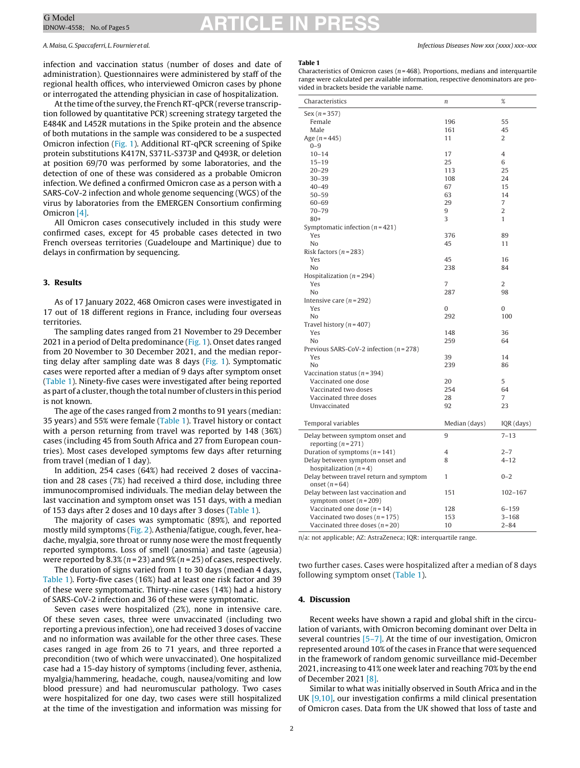infection and vaccination status (number of doses and date of administration). Questionnaires were administered by staff of the regional health offices, who interviewed Omicron cases by phone or interrogated the attending physician in case of hospitalization.

At the time of the survey, the French RT-qPCR (reverse transcription followed by quantitative PCR) screening strategy targeted the E484K and L452R mutations in the Spike protein and the absence of both mutations in the sample was considered to be a suspected Omicron infection (Fig. 1). Additional RT-qPCR screening of Spike protein substitutions K417N, S371L-S373P and Q493R, or deletion at position 69/70 was performed by some laboratories, and the detection of one of these was considered as a probable Omicron infection. We defined a confirmed Omicron case as a person with a SARS-CoV-2 infection and whole genome sequencing (WGS) of the virus by laboratories from the EMERGEN Consortium confirming Omicron [4].

All Omicron cases consecutively included in this study were confirmed cases, except for 45 probable cases detected in two French overseas territories (Guadeloupe and Martinique) due to delays in confirmation by sequencing.

## 3. Results

As of 17 January 2022, 468 Omicron cases were investigated in 17 out of 18 different regions in France, including four overseas territories.

The sampling dates ranged from 21 November to 29 December 2021 in a period of Delta predominance (Fig. 1). Onset dates ranged from 20 November to 30 December 2021, and the median reporting delay after sampling date was 8 days (Fig. 1). Symptomatic cases were reported after a median of 9 days after symptom onset (Table 1). Ninety-five cases were investigated after being reported as part of a cluster, though the total number of clusters in this period is not known.

The age of the cases ranged from 2 months to 91 years (median: 35 years) and 55% were female (Table 1). Travel history or contact with a person returning from travel was reported by 148 (36%) cases (including 45 from South Africa and 27 from European countries). Most cases developed symptoms few days after returning from travel (median of 1 day).

In addition, 254 cases (64%) had received 2 doses of vaccination and 28 cases (7%) had received a third dose, including three immunocompromised individuals. The median delay between the last vaccination and symptom onset was 151 days, with a median of 153 days after 2 doses and 10 days after 3 doses (Table 1).

The majority of cases was symptomatic (89%), and reported mostly mild symptoms (Fig. 2). Asthenia/fatigue, cough, fever, headache, myalgia, sore throat or runny nose were the most frequently reported symptoms. Loss of smell (anosmia) and taste (ageusia) were reported by 8.3% ($n = 23$) and 9% ($n = 25$) of cases, respectively.

The duration of signs varied from 1 to 30 days (median 4 days, Table 1). Forty-five cases (16%) had at least one risk factor and 39 of these were symptomatic. Thirty-nine cases (14%) had a history of SARS-CoV-2 infection and 36 of these were symptomatic.

Seven cases were hospitalized (2%), none in intensive care. Of these seven cases, three were unvaccinated (including two reporting a previous infection), one had received 3 doses of vaccine and no information was available for the other three cases. These cases ranged in age from 26 to 71 years, and three reported a precondition (two of which were unvaccinated). One hospitalized case had a 15-day history of symptoms (including fever, asthenia, myalgia/hammering, headache, cough, nausea/vomiting and low blood pressure) and had neuromuscular pathology. Two cases were hospitalized for one day, two cases were still hospitalized at the time of the investigation and information was missing for two further cases. Cases were hospitalized after a median of 8 days following symptom onset (Table 1).

**Table 1**

Characteristics of Omicron cases ($n = 468$). Proportions, medians and interquartile range were calculated per available information, respective denominators are provided in brackets beside the variable name.

| Characteristics | n | % |
|---|---|---|
| Sex ($n = 357$) | | |
| Female | 196 | 55 |
| Male | 161 | 45 |
| Age ($n = 445$) | | |
| 0–9 | 11 | 2 |
| 10–14 | 17 | 4 |
| 15–19 | 25 | 6 |
| 20–29 | 113 | 25 |
| 30–39 | 108 | 24 |
| 40–49 | 67 | 15 |
| 50–59 | 63 | 14 |
| 60–69 | 29 | 7 |
| 70–79 | 9 | 2 |
| 80+ | 3 | 1 |
| Symptomatic infection ($n = 421$) | | |
| Yes | 376 | 89 |
| No | 45 | 11 |
| Risk factors ($n = 283$) | | |
| Yes | 45 | 16 |
| No | 238 | 84 |
| Hospitalization ($n = 294$) | | |
| Yes | 7 | 2 |
| No | 287 | 98 |
| Intensive care ($n = 292$) | | |
| Yes | 0 | 0 |
| No | 292 | 100 |
| Travel history ($n = 407$) | | |
| Yes | 148 | 36 |
| No | 259 | 64 |
| Previous SARS-CoV-2 infection ($n = 278$) | | |
| Yes | 39 | 14 |
| No | 239 | 86 |
| Vaccination status ($n = 394$) | | |
| Vaccinated one dose | 20 | 5 |
| Vaccinated two doses | 254 | 64 |
| Vaccinated three doses | 28 | 7 |
| Unvaccinated | 92 | 23 |
| **Temporal variables** | **Median (days)** | **IQR (days)** |
| Delay between symptom onset and reporting ($n = 271$) | 9 | 7–13 |
| Duration of symptoms ($n = 141$) | 4 | 2–7 |
| Delay between symptom onset and hospitalization ($n = 4$) | 8 | 4–12 |
| Delay between travel return and symptom onset ($n = 64$) | 1 | 0–2 |
| Delay between last vaccination and symptom onset ($n = 209$) | 151 | 102–167 |
| Vaccinated one dose ($n = 14$) | 128 | 6–159 |
| Vaccinated two doses ($n = 175$) | 153 | 3–168 |
| Vaccinated three doses ($n = 20$) | 10 | 2–84 |

n/a: not applicable; AZ: AstraZeneca; IQR: interquartile range.

## 4. Discussion

Recent weeks have shown a rapid and global shift in the circulation of variants, with Omicron becoming dominant over Delta in several countries [5–7]. At the time of our investigation, Omicron represented around 10% of the cases in France that were sequenced in the framework of random genomic surveillance mid-December 2021, increasing to 41% one week later and reaching 70% by the end of December 2021 [8].

Similar to what was initially observed in South Africa and in the UK [9,10], our investigation confirms a mild clinical presentation of Omicron cases. Data from the UK showed that loss of taste and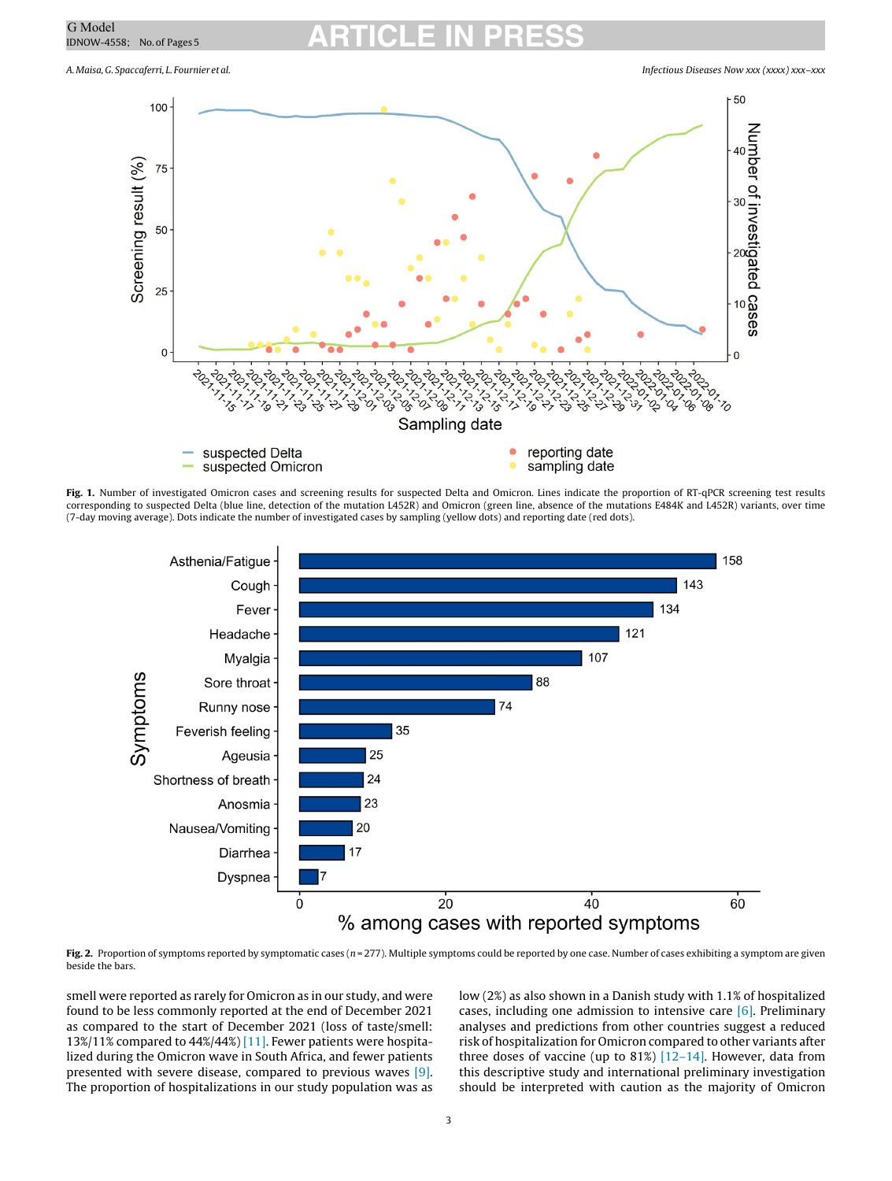Screening result (%)

100

75

50

25

0

Number of investigated cases

50

40

30

20

10

0

2021-11-15 2021-11-17 2021-11-19 2021-11-21 2021-11-23 2021-11-25 2021-11-27 2021-11-29 2021-12-01 2021-12-03 2021-12-05 2021-12-07 2021-12-09 2021-12-11 2021-12-13 2021-12-15 2021-12-17 2021-12-19 2021-12-21 2021-12-23 2021-12-25 2021-12-27 2021-12-29 2021-12-31 2022-01-02 2022-01-04 2022-01-06 2022-01-08 2022-01-10

Sampling date

suspected Delta

suspected Omicron

reporting date

sampling date

**Fig. 1.** Number of investigated Omicron cases and screening results for suspected Delta and Omicron. Lines indicate the proportion of RT-qPCR screening test results corresponding to suspected Delta (blue line, detection of the mutation L452R) and Omicron (green line, absence of the mutations E484K and L452R) variants, over time (7-day moving average). Dots indicate the number of investigated cases by sampling (yellow dots) and reporting date (red dots).

Symptoms

Asthenia/Fatigue 158

Cough 143

Fever 134

Headache 121

Myalgia 107

Sore throat 88

Runny nose 74

Feverish feeling 35

Ageusia 25

Shortness of breath 24

Anosmia 23

Nausea/Vomiting 20

Diarrhea 17

Dyspnea 7

0 20 40 60

% among cases with reported symptoms

**Fig. 2.** Proportion of symptoms reported by symptomatic cases ($n$ = 277). Multiple symptoms could be reported by one case. Number of cases exhibiting a symptom are given beside the bars.

smell were reported as rarely for Omicron as in our study, and were found to be less commonly reported at the end of December 2021 as compared to the start of December 2021 (loss of taste/smell: 13%/11% compared to 44%/44%) [11]. Fewer patients were hospitalized during the Omicron wave in South Africa, and fewer patients presented with severe disease, compared to previous waves [9]. The proportion of hospitalizations in our study population was as low (2%) as also shown in a Danish study with 1.1% of hospitalized cases, including one admission to intensive care [6]. Preliminary analyses and predictions from other countries suggest a reduced risk of hospitalization for Omicron compared to other variants after three doses of vaccine (up to 81%) [12–14]. However, data from this descriptive study and international preliminary investigation should be interpreted with caution as the majority of Omicron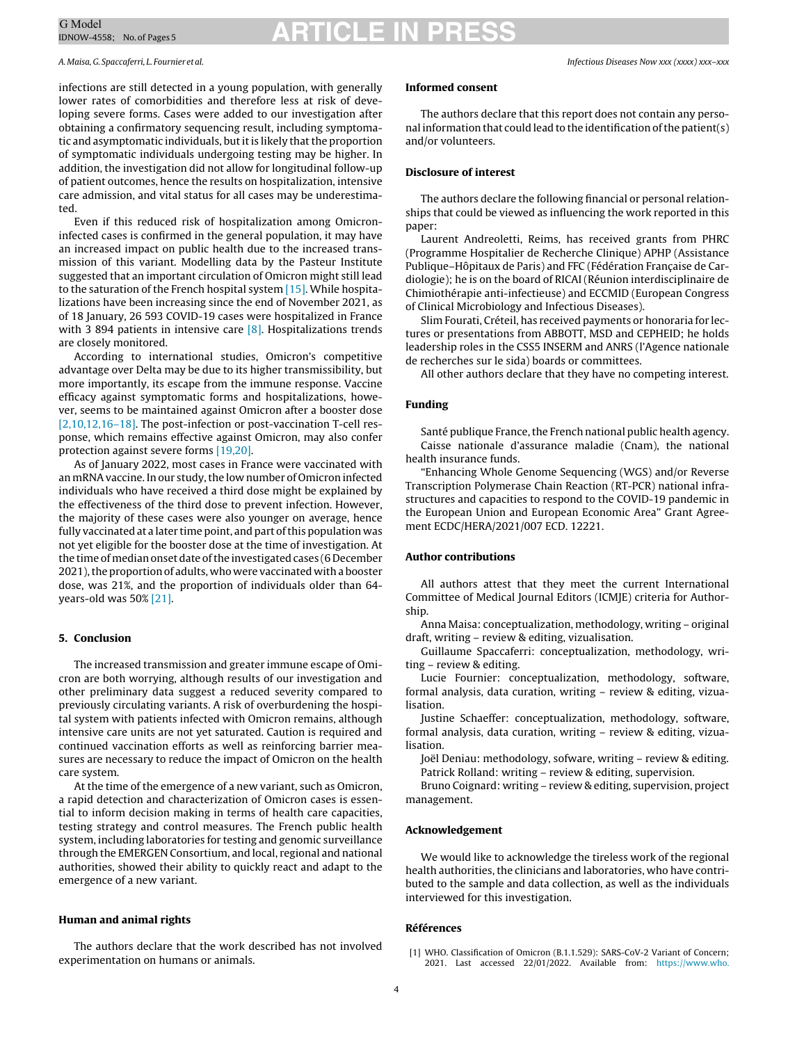infections are still detected in a young population, with generally lower rates of comorbidities and therefore less at risk of developing severe forms. Cases were added to our investigation after obtaining a confirmatory sequencing result, including symptomatic and asymptomatic individuals, but it is likely that the proportion of symptomatic individuals undergoing testing may be higher. In addition, the investigation did not allow for longitudinal follow-up of patient outcomes, hence the results on hospitalization, intensive care admission, and vital status for all cases may be underestimated.

Even if this reduced risk of hospitalization among Omicron-infected cases is confirmed in the general population, it may have an increased impact on public health due to the increased transmission of this variant. Modelling data by the Pasteur Institute suggested that an important circulation of Omicron might still lead to the saturation of the French hospital system [15]. While hospitalizations have been increasing since the end of November 2021, as of 18 January, 26 593 COVID-19 cases were hospitalized in France with 3 894 patients in intensive care [8]. Hospitalizations trends are closely monitored.

According to international studies, Omicron's competitive advantage over Delta may be due to its higher transmissibility, but more importantly, its escape from the immune response. Vaccine efficacy against symptomatic forms and hospitalizations, however, seems to be maintained against Omicron after a booster dose [2,10,12,16–18]. The post-infection or post-vaccination T-cell response, which remains effective against Omicron, may also confer protection against severe forms [19,20].

As of January 2022, most cases in France were vaccinated with an mRNA vaccine. In our study, the low number of Omicron infected individuals who have received a third dose might be explained by the effectiveness of the third dose to prevent infection. However, the majority of these cases were also younger on average, hence fully vaccinated at a later time point, and part of this population was not yet eligible for the booster dose at the time of investigation. At the time of median onset date of the investigated cases (6 December 2021), the proportion of adults, who were vaccinated with a booster dose, was 21%, and the proportion of individuals older than 64-years-old was 50% [21].

## 5. Conclusion

The increased transmission and greater immune escape of Omicron are both worrying, although results of our investigation and other preliminary data suggest a reduced severity compared to previously circulating variants. A risk of overburdening the hospital system with patients infected with Omicron remains, although intensive care units are not yet saturated. Caution is required and continued vaccination efforts as well as reinforcing barrier measures are necessary to reduce the impact of Omicron on the health care system.

At the time of the emergence of a new variant, such as Omicron, a rapid detection and characterization of Omicron cases is essential to inform decision making in terms of health care capacities, testing strategy and control measures. The French public health system, including laboratories for testing and genomic surveillance through the EMERGEN Consortium, and local, regional and national authorities, showed their ability to quickly react and adapt to the emergence of a new variant.

## Human and animal rights

The authors declare that the work described has not involved experimentation on humans or animals.

## Informed consent

The authors declare that this report does not contain any personal information that could lead to the identification of the patient(s) and/or volunteers.

## Disclosure of interest

The authors declare the following financial or personal relationships that could be viewed as influencing the work reported in this paper:

Laurent Andreoletti, Reims, has received grants from PHRC (Programme Hospitalier de Recherche Clinique) APHP (Assistance Publique–Hôpitaux de Paris) and FFC (Fédération Française de Cardiologie); he is on the board of RICAI (Réunion interdisciplinaire de Chimiothérapie anti-infectieuse) and ECCMID (European Congress of Clinical Microbiology and Infectious Diseases).

Slim Fourati, Créteil, has received payments or honoraria for lectures or presentations from ABBOTT, MSD and CEPHEID; he holds leadership roles in the CSS5 INSERM and ANRS (l'Agence nationale de recherches sur le sida) boards or committees.

All other authors declare that they have no competing interest.

## Funding

Santé publique France, the French national public health agency.

Caisse nationale d'assurance maladie (Cnam), the national health insurance funds.

"Enhancing Whole Genome Sequencing (WGS) and/or Reverse Transcription Polymerase Chain Reaction (RT-PCR) national infrastructures and capacities to respond to the COVID-19 pandemic in the European Union and European Economic Area" Grant Agreement ECDC/HERA/2021/007 ECD. 12221.

## Author contributions

All authors attest that they meet the current International Committee of Medical Journal Editors (ICMJE) criteria for Authorship.

Anna Maisa: conceptualization, methodology, writing – original draft, writing – review & editing, vizualisation.

Guillaume Spaccaferri: conceptualization, methodology, writing – review & editing.

Lucie Fournier: conceptualization, methodology, software, formal analysis, data curation, writing – review & editing, vizualisation.

Justine Schaeffer: conceptualization, methodology, software, formal analysis, data curation, writing – review & editing, vizualisation.

Joël Deniau: methodology, sofware, writing – review & editing.

Patrick Rolland: writing – review & editing, supervision.

Bruno Coignard: writing – review & editing, supervision, project management.

## Acknowledgement

We would like to acknowledge the tireless work of the regional health authorities, the clinicians and laboratories, who have contributed to the sample and data collection, as well as the individuals interviewed for this investigation.

## Références

[1] WHO. Classification of Omicron (B.1.1.529): SARS-CoV-2 Variant of Concern; 2021. Last accessed 22/01/2022. Available from: https://www.who.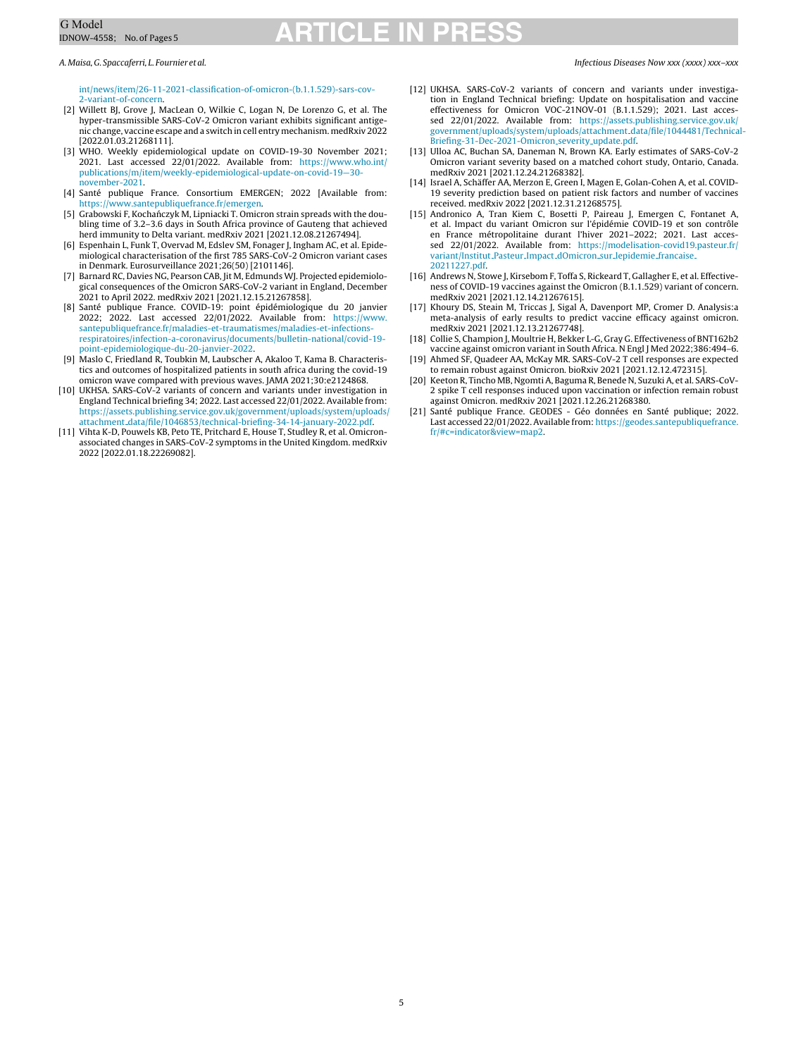int/news/item/26-11-2021-classification-of-omicron-(b.1.1.529)-sars-cov-2-variant-of-concern.

[2] Willett BJ, Grove J, MacLean O, Wilkie C, Logan N, De Lorenzo G, et al. The hyper-transmissible SARS-CoV-2 Omicron variant exhibits significant antigenic change, vaccine escape and a switch in cell entry mechanism. medRxiv 2022 [2022.01.03.21268111].

[3] WHO. Weekly epidemiological update on COVID-19-30 November 2021; 2021. Last accessed 22/01/2022. Available from: https://www.who.int/publications/m/item/weekly-epidemiological-update-on-covid-19—30-november-2021.

[4] Santé publique France. Consortium EMERGEN; 2022 [Available from: https://www.santepubliquefrance.fr/emergen.

[5] Grabowski F, Kochańczyk M, Lipniacki T. Omicron strain spreads with the doubling time of 3.2–3.6 days in South Africa province of Gauteng that achieved herd immunity to Delta variant. medRxiv 2021 [2021.12.08.21267494].

[6] Espenhain L, Funk T, Overvad M, Edslev SM, Fonager J, Ingham AC, et al. Epidemiological characterisation of the first 785 SARS-CoV-2 Omicron variant cases in Denmark. Eurosurveillance 2021;26(50) [2101146].

[7] Barnard RC, Davies NG, Pearson CAB, Jit M, Edmunds WJ. Projected epidemiological consequences of the Omicron SARS-CoV-2 variant in England, December 2021 to April 2022. medRxiv 2021 [2021.12.15.21267858].

[8] Santé publique France. COVID-19: point épidémiologique du 20 janvier 2022; 2022. Last accessed 22/01/2022. Available from: https://www.santepubliquefrance.fr/maladies-et-traumatismes/maladies-et-infections-respiratoires/infection-a-coronavirus/documents/bulletin-national/covid-19-point-epidemiologique-du-20-janvier-2022.

[9] Maslo C, Friedland R, Toubkin M, Laubscher A, Akaloo T, Kama B. Characteristics and outcomes of hospitalized patients in south africa during the covid-19 omicron wave compared with previous waves. JAMA 2021;30:e2124868.

[10] UKHSA. SARS-CoV-2 variants of concern and variants under investigation in England Technical briefing 34; 2022. Last accessed 22/01/2022. Available from: https://assets.publishing.service.gov.uk/government/uploads/system/uploads/attachment_data/file/1046853/technical-briefing-34-14-january-2022.pdf.

[11] Vihta K-D, Pouwels KB, Peto TE, Pritchard E, House T, Studley R, et al. Omicron-associated changes in SARS-CoV-2 symptoms in the United Kingdom. medRxiv 2022 [2022.01.18.22269082].

[12] UKHSA. SARS-CoV-2 variants of concern and variants under investigation in England Technical briefing: Update on hospitalisation and vaccine effectiveness for Omicron VOC-21NOV-01 (B.1.1.529); 2021. Last accessed 22/01/2022. Available from: https://assets.publishing.service.gov.uk/government/uploads/system/uploads/attachment_data/file/1044481/Technical-Briefing-31-Dec-2021-Omicron_severity_update.pdf.

[13] Ulloa AC, Buchan SA, Daneman N, Brown KA. Early estimates of SARS-CoV-2 Omicron variant severity based on a matched cohort study, Ontario, Canada. medRxiv 2021 [2021.12.24.21268382].

[14] Israel A, Schäffer AA, Merzon E, Green I, Magen E, Golan-Cohen A, et al. COVID-19 severity prediction based on patient risk factors and number of vaccines received. medRxiv 2022 [2021.12.31.21268575].

[15] Andronico A, Tran Kiem C, Bosetti P, Paireau J, Emergen C, Fontanet A, et al. Impact du variant Omicron sur l'épidémie COVID-19 et son contrôle en France métropolitaine durant l'hiver 2021–2022; 2021. Last accessed 22/01/2022. Available from: https://modelisation-covid19.pasteur.fr/variant/Institut_Pasteur_Impact_dOmicron_sur_lepidemie_francaise_20211227.pdf.

[16] Andrews N, Stowe J, Kirsebom F, Toffa S, Rickeard T, Gallagher E, et al. Effectiveness of COVID-19 vaccines against the Omicron (B.1.1.529) variant of concern. medRxiv 2021 [2021.12.14.21267615].

[17] Khoury DS, Steain M, Triccas J, Sigal A, Davenport MP, Cromer D. Analysis:a meta-analysis of early results to predict vaccine efficacy against omicron. medRxiv 2021 [2021.12.13.21267748].

[18] Collie S, Champion J, Moultrie H, Bekker L-G, Gray G. Effectiveness of BNT162b2 vaccine against omicron variant in South Africa. N Engl J Med 2022;386:494–6.

[19] Ahmed SF, Quadeer AA, McKay MR. SARS-CoV-2 T cell responses are expected to remain robust against Omicron. bioRxiv 2021 [2021.12.12.472315].

[20] Keeton R, Tincho MB, Ngomti A, Baguma R, Benede N, Suzuki A, et al. SARS-CoV-2 spike T cell responses induced upon vaccination or infection remain robust against Omicron. medRxiv 2021 [2021.12.26.21268380.

[21] Santé publique France. GEODES - Géo données en Santé publique; 2022. Last accessed 22/01/2022. Available from: https://geodes.santepubliquefrance.fr/#c=indicator&view=map2.